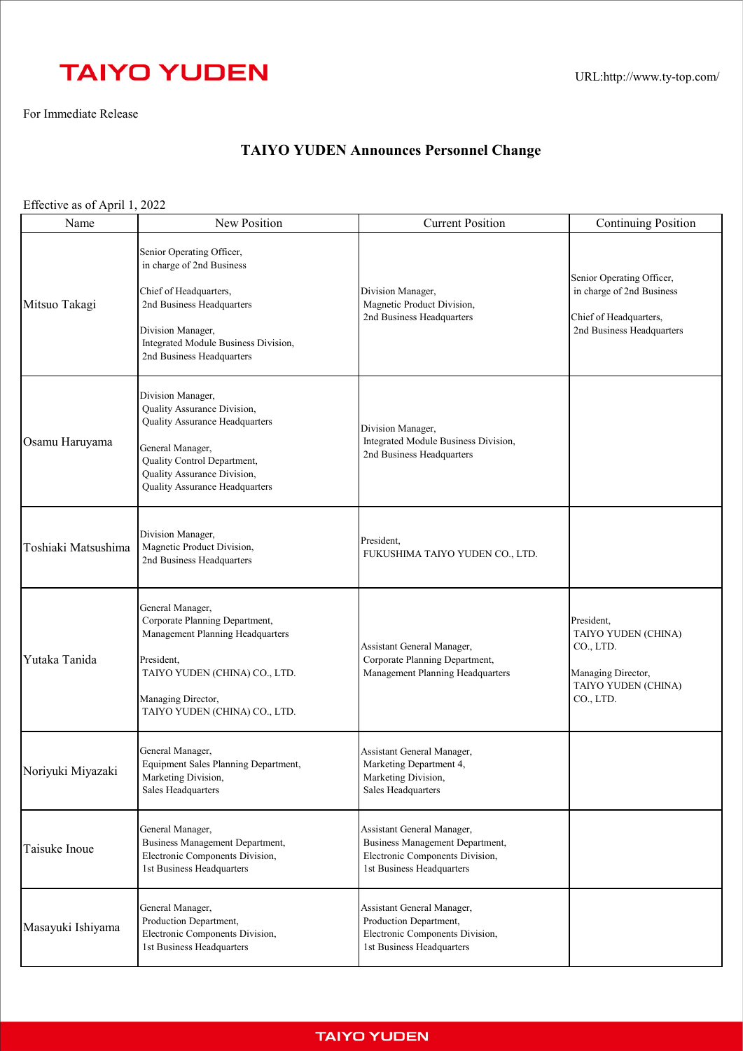TAIYO YUDEN

URL:http://www.ty-top.com/

For Immediate Release

## TAIYO YUDEN Announces Personnel Change

Effective as of April 1, 2022

| Name | New Position | Current Position | Continuing Position |
|---|---|---|---|
| Mitsuo Takagi | Senior Operating Officer, in charge of 2nd Business<br><br>Chief of Headquarters, 2nd Business Headquarters<br><br>Division Manager, Integrated Module Business Division, 2nd Business Headquarters | Division Manager, Magnetic Product Division, 2nd Business Headquarters | Senior Operating Officer, in charge of 2nd Business<br><br>Chief of Headquarters, 2nd Business Headquarters |
| Osamu Haruyama | Division Manager, Quality Assurance Division, Quality Assurance Headquarters<br><br>General Manager, Quality Control Department, Quality Assurance Division, Quality Assurance Headquarters | Division Manager, Integrated Module Business Division, 2nd Business Headquarters | |
| Toshiaki Matsushima | Division Manager, Magnetic Product Division, 2nd Business Headquarters | President, FUKUSHIMA TAIYO YUDEN CO., LTD. | |
| Yutaka Tanida | General Manager, Corporate Planning Department, Management Planning Headquarters<br><br>President, TAIYO YUDEN (CHINA) CO., LTD.<br><br>Managing Director, TAIYO YUDEN (CHINA) CO., LTD. | Assistant General Manager, Corporate Planning Department, Management Planning Headquarters | President, TAIYO YUDEN (CHINA) CO., LTD.<br><br>Managing Director, TAIYO YUDEN (CHINA) CO., LTD. |
| Noriyuki Miyazaki | General Manager, Equipment Sales Planning Department, Marketing Division, Sales Headquarters | Assistant General Manager, Marketing Department 4, Marketing Division, Sales Headquarters | |
| Taisuke Inoue | General Manager, Business Management Department, Electronic Components Division, 1st Business Headquarters | Assistant General Manager, Business Management Department, Electronic Components Division, 1st Business Headquarters | |
| Masayuki Ishiyama | General Manager, Production Department, Electronic Components Division, 1st Business Headquarters | Assistant General Manager, Production Department, Electronic Components Division, 1st Business Headquarters | |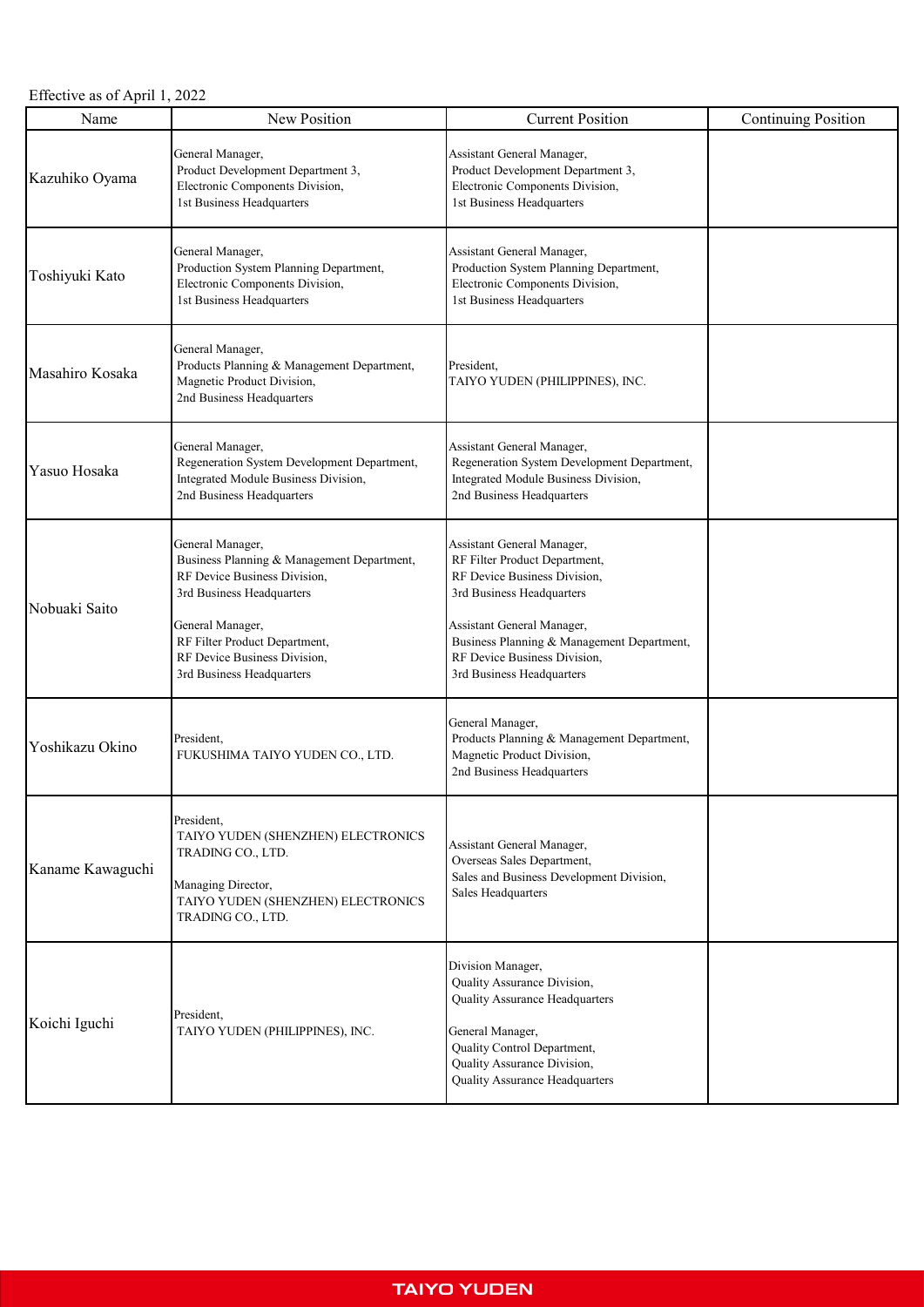Effective as of April 1, 2022

| Name | New Position | Current Position | Continuing Position |
|---|---|---|---|
| Kazuhiko Oyama | General Manager, Product Development Department 3, Electronic Components Division, 1st Business Headquarters | Assistant General Manager, Product Development Department 3, Electronic Components Division, 1st Business Headquarters | |
| Toshiyuki Kato | General Manager, Production System Planning Department, Electronic Components Division, 1st Business Headquarters | Assistant General Manager, Production System Planning Department, Electronic Components Division, 1st Business Headquarters | |
| Masahiro Kosaka | General Manager, Products Planning & Management Department, Magnetic Product Division, 2nd Business Headquarters | President, TAIYO YUDEN (PHILIPPINES), INC. | |
| Yasuo Hosaka | General Manager, Regeneration System Development Department, Integrated Module Business Division, 2nd Business Headquarters | Assistant General Manager, Regeneration System Development Department, Integrated Module Business Division, 2nd Business Headquarters | |
| Nobuaki Saito | General Manager, Business Planning & Management Department, RF Device Business Division, 3rd Business Headquarters<br><br>General Manager, RF Filter Product Department, RF Device Business Division, 3rd Business Headquarters | Assistant General Manager, RF Filter Product Department, RF Device Business Division, 3rd Business Headquarters<br><br>Assistant General Manager, Business Planning & Management Department, RF Device Business Division, 3rd Business Headquarters | |
| Yoshikazu Okino | President, FUKUSHIMA TAIYO YUDEN CO., LTD. | General Manager, Products Planning & Management Department, Magnetic Product Division, 2nd Business Headquarters | |
| Kaname Kawaguchi | President, TAIYO YUDEN (SHENZHEN) ELECTRONICS TRADING CO., LTD.<br><br>Managing Director, TAIYO YUDEN (SHENZHEN) ELECTRONICS TRADING CO., LTD. | Assistant General Manager, Overseas Sales Department, Sales and Business Development Division, Sales Headquarters | |
| Koichi Iguchi | President, TAIYO YUDEN (PHILIPPINES), INC. | Division Manager, Quality Assurance Division, Quality Assurance Headquarters<br><br>General Manager, Quality Control Department, Quality Assurance Division, Quality Assurance Headquarters | |